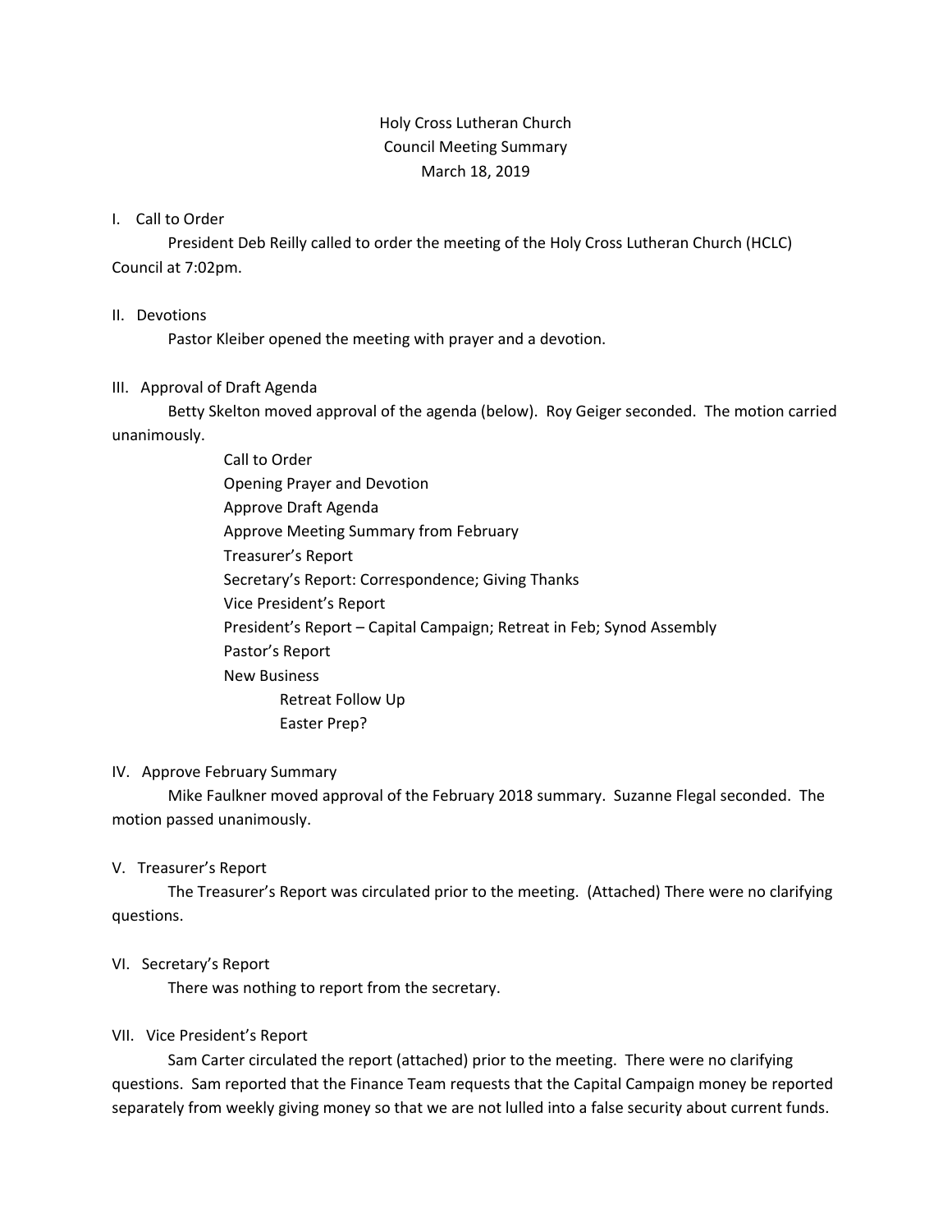Holy Cross Lutheran Church
Council Meeting Summary
March 18, 2019

## I. Call to Order

President Deb Reilly called to order the meeting of the Holy Cross Lutheran Church (HCLC) Council at 7:02pm.

## II. Devotions

Pastor Kleiber opened the meeting with prayer and a devotion.

## III. Approval of Draft Agenda

Betty Skelton moved approval of the agenda (below). Roy Geiger seconded. The motion carried unanimously.

- Call to Order
- Opening Prayer and Devotion
- Approve Draft Agenda
- Approve Meeting Summary from February
- Treasurer's Report
- Secretary's Report: Correspondence; Giving Thanks
- Vice President's Report
- President's Report – Capital Campaign; Retreat in Feb; Synod Assembly
- Pastor's Report
- New Business
    - Retreat Follow Up
    - Easter Prep?

## IV. Approve February Summary

Mike Faulkner moved approval of the February 2018 summary. Suzanne Flegal seconded. The motion passed unanimously.

## V. Treasurer's Report

The Treasurer's Report was circulated prior to the meeting. (Attached) There were no clarifying questions.

## VI. Secretary's Report

There was nothing to report from the secretary.

## VII. Vice President's Report

Sam Carter circulated the report (attached) prior to the meeting. There were no clarifying questions. Sam reported that the Finance Team requests that the Capital Campaign money be reported separately from weekly giving money so that we are not lulled into a false security about current funds.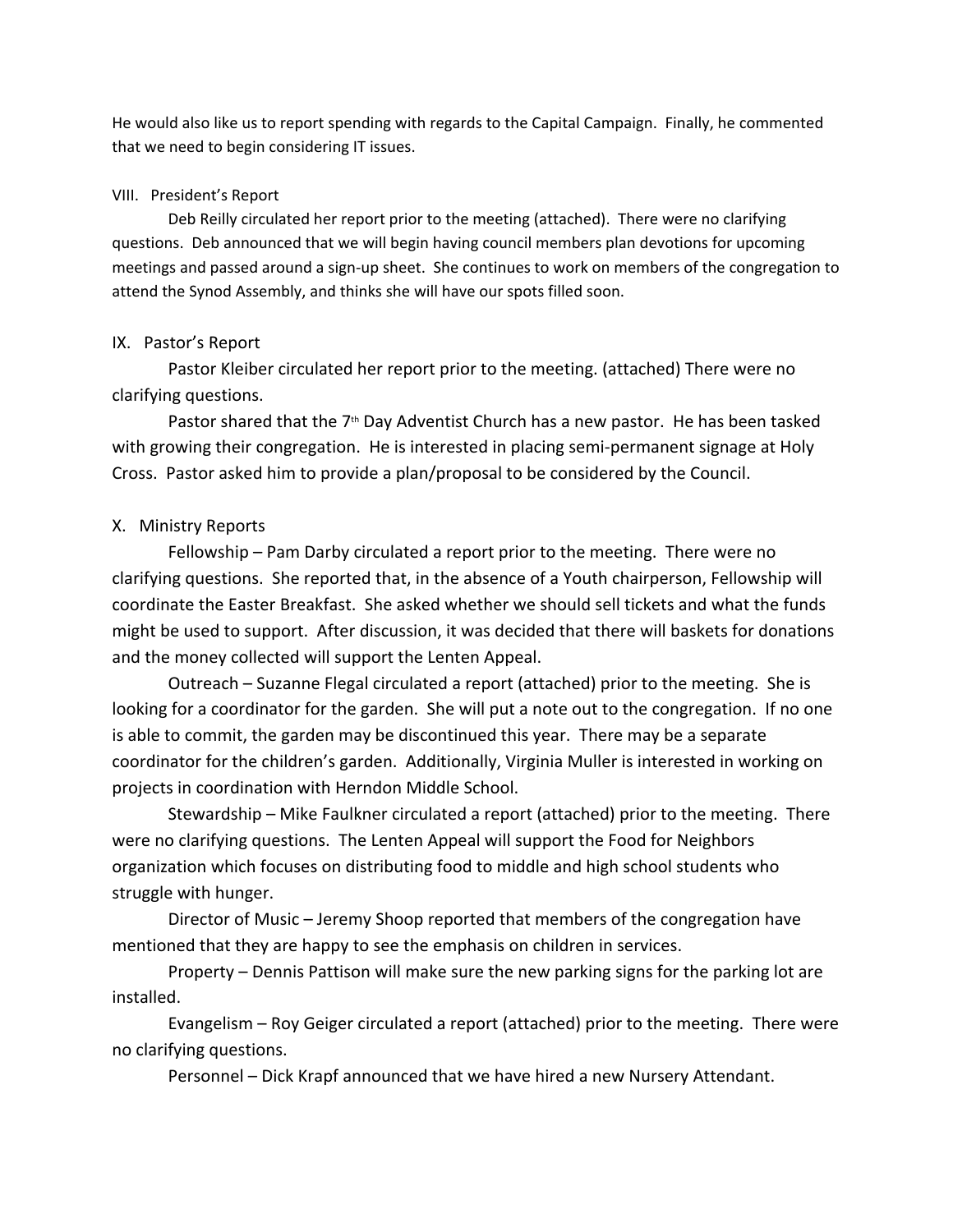He would also like us to report spending with regards to the Capital Campaign. Finally, he commented that we need to begin considering IT issues.

VIII. President's Report

Deb Reilly circulated her report prior to the meeting (attached). There were no clarifying questions. Deb announced that we will begin having council members plan devotions for upcoming meetings and passed around a sign-up sheet. She continues to work on members of the congregation to attend the Synod Assembly, and thinks she will have our spots filled soon.

IX. Pastor's Report

Pastor Kleiber circulated her report prior to the meeting. (attached) There were no clarifying questions.

Pastor shared that the 7th Day Adventist Church has a new pastor. He has been tasked with growing their congregation. He is interested in placing semi-permanent signage at Holy Cross. Pastor asked him to provide a plan/proposal to be considered by the Council.

X. Ministry Reports

Fellowship – Pam Darby circulated a report prior to the meeting. There were no clarifying questions. She reported that, in the absence of a Youth chairperson, Fellowship will coordinate the Easter Breakfast. She asked whether we should sell tickets and what the funds might be used to support. After discussion, it was decided that there will baskets for donations and the money collected will support the Lenten Appeal.

Outreach – Suzanne Flegal circulated a report (attached) prior to the meeting. She is looking for a coordinator for the garden. She will put a note out to the congregation. If no one is able to commit, the garden may be discontinued this year. There may be a separate coordinator for the children's garden. Additionally, Virginia Muller is interested in working on projects in coordination with Herndon Middle School.

Stewardship – Mike Faulkner circulated a report (attached) prior to the meeting. There were no clarifying questions. The Lenten Appeal will support the Food for Neighbors organization which focuses on distributing food to middle and high school students who struggle with hunger.

Director of Music – Jeremy Shoop reported that members of the congregation have mentioned that they are happy to see the emphasis on children in services.

Property – Dennis Pattison will make sure the new parking signs for the parking lot are installed.

Evangelism – Roy Geiger circulated a report (attached) prior to the meeting. There were no clarifying questions.

Personnel – Dick Krapf announced that we have hired a new Nursery Attendant.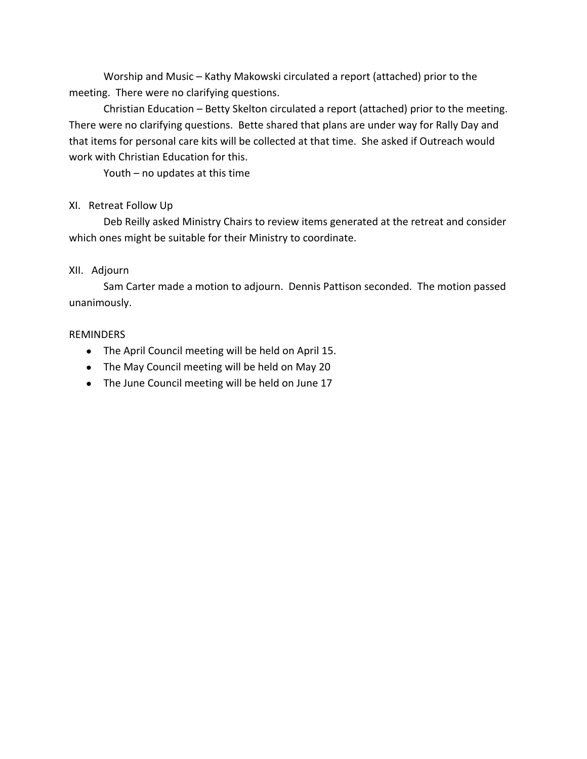Worship and Music – Kathy Makowski circulated a report (attached) prior to the meeting. There were no clarifying questions.

Christian Education – Betty Skelton circulated a report (attached) prior to the meeting. There were no clarifying questions. Bette shared that plans are under way for Rally Day and that items for personal care kits will be collected at that time. She asked if Outreach would work with Christian Education for this.

Youth – no updates at this time

XI. Retreat Follow Up

Deb Reilly asked Ministry Chairs to review items generated at the retreat and consider which ones might be suitable for their Ministry to coordinate.

XII. Adjourn

Sam Carter made a motion to adjourn. Dennis Pattison seconded. The motion passed unanimously.

REMINDERS

- The April Council meeting will be held on April 15.
- The May Council meeting will be held on May 20
- The June Council meeting will be held on June 17